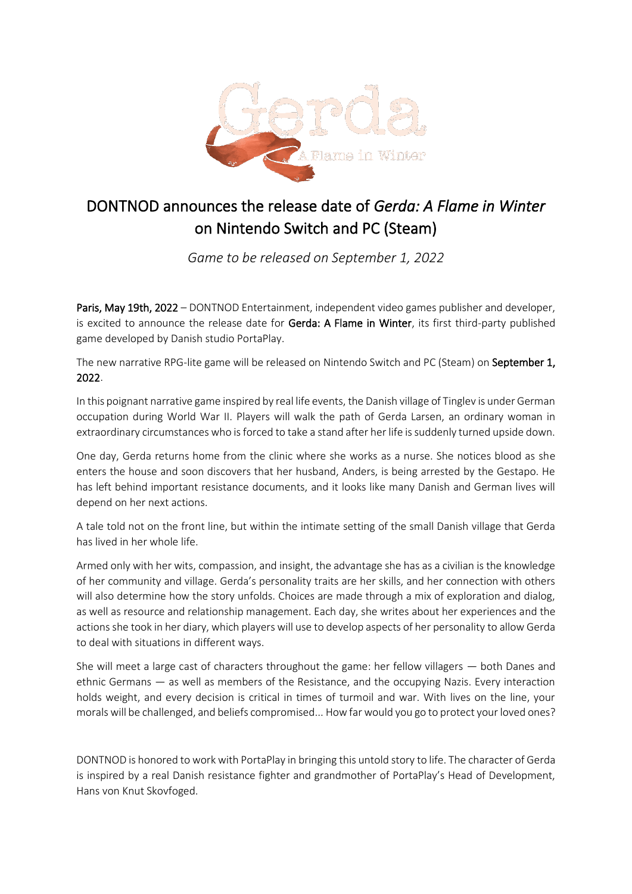# DONTNOD announces the release date of *Gerda: A Flame in Winter* on Nintendo Switch and PC (Steam)

*Game to be released on September 1, 2022*

**Paris, May 19th, 2022** – DONTNOD Entertainment, independent video games publisher and developer, is excited to announce the release date for **Gerda: A Flame in Winter**, its first third-party published game developed by Danish studio PortaPlay.

The new narrative RPG-lite game will be released on Nintendo Switch and PC (Steam) on **September 1, 2022**.

In this poignant narrative game inspired by real life events, the Danish village of Tinglev is under German occupation during World War II. Players will walk the path of Gerda Larsen, an ordinary woman in extraordinary circumstances who is forced to take a stand after her life is suddenly turned upside down.

One day, Gerda returns home from the clinic where she works as a nurse. She notices blood as she enters the house and soon discovers that her husband, Anders, is being arrested by the Gestapo. He has left behind important resistance documents, and it looks like many Danish and German lives will depend on her next actions.

A tale told not on the front line, but within the intimate setting of the small Danish village that Gerda has lived in her whole life.

Armed only with her wits, compassion, and insight, the advantage she has as a civilian is the knowledge of her community and village. Gerda's personality traits are her skills, and her connection with others will also determine how the story unfolds. Choices are made through a mix of exploration and dialog, as well as resource and relationship management. Each day, she writes about her experiences and the actions she took in her diary, which players will use to develop aspects of her personality to allow Gerda to deal with situations in different ways.

She will meet a large cast of characters throughout the game: her fellow villagers — both Danes and ethnic Germans — as well as members of the Resistance, and the occupying Nazis. Every interaction holds weight, and every decision is critical in times of turmoil and war. With lives on the line, your morals will be challenged, and beliefs compromised... How far would you go to protect your loved ones?

DONTNOD is honored to work with PortaPlay in bringing this untold story to life. The character of Gerda is inspired by a real Danish resistance fighter and grandmother of PortaPlay's Head of Development, Hans von Knut Skovfoged.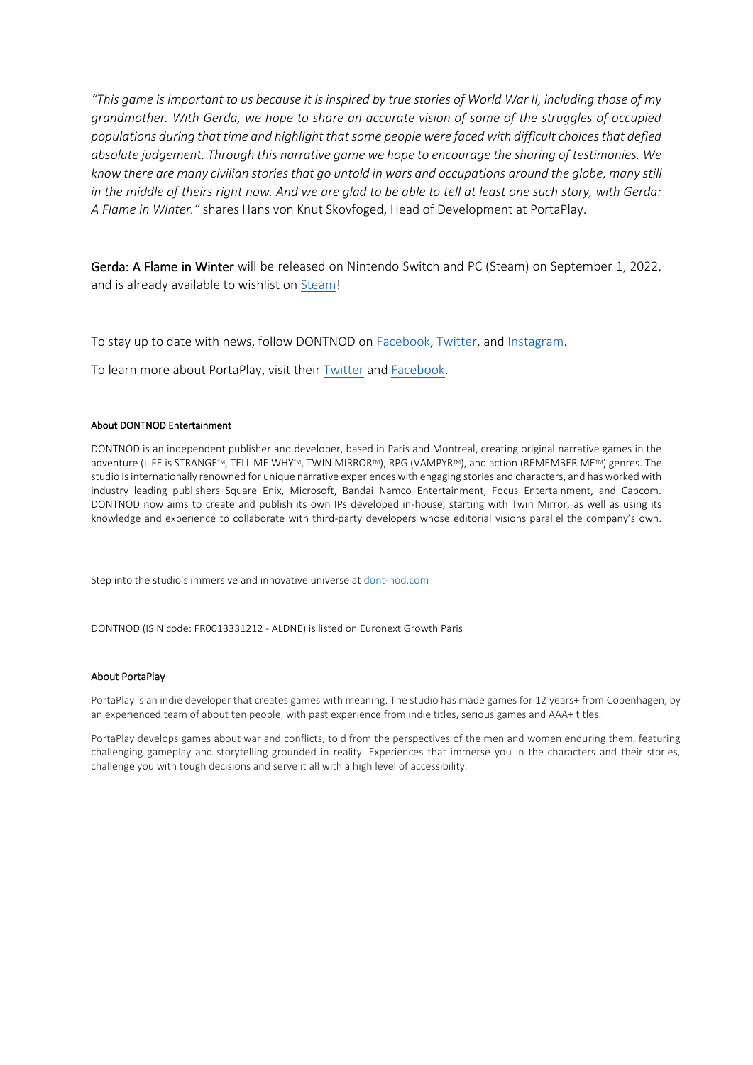*"This game is important to us because it is inspired by true stories of World War II, including those of my grandmother. With Gerda, we hope to share an accurate vision of some of the struggles of occupied populations during that time and highlight that some people were faced with difficult choices that defied absolute judgement. Through this narrative game we hope to encourage the sharing of testimonies. We know there are many civilian stories that go untold in wars and occupations around the globe, many still in the middle of theirs right now. And we are glad to be able to tell at least one such story, with Gerda: A Flame in Winter."* shares Hans von Knut Skovfoged, Head of Development at PortaPlay.

**Gerda: A Flame in Winter** will be released on Nintendo Switch and PC (Steam) on September 1, 2022, and is already available to wishlist on Steam!

To stay up to date with news, follow DONTNOD on Facebook, Twitter, and Instagram.

To learn more about PortaPlay, visit their Twitter and Facebook.

**About DONTNOD Entertainment**

DONTNOD is an independent publisher and developer, based in Paris and Montreal, creating original narrative games in the adventure (LIFE is STRANGE™, TELL ME WHY™, TWIN MIRROR™), RPG (VAMPYR™), and action (REMEMBER ME™) genres. The studio is internationally renowned for unique narrative experiences with engaging stories and characters, and has worked with industry leading publishers Square Enix, Microsoft, Bandai Namco Entertainment, Focus Entertainment, and Capcom. DONTNOD now aims to create and publish its own IPs developed in-house, starting with Twin Mirror, as well as using its knowledge and experience to collaborate with third-party developers whose editorial visions parallel the company's own.

Step into the studio's immersive and innovative universe at dont-nod.com

DONTNOD (ISIN code: FR0013331212 - ALDNE) is listed on Euronext Growth Paris

**About PortaPlay**

PortaPlay is an indie developer that creates games with meaning. The studio has made games for 12 years+ from Copenhagen, by an experienced team of about ten people, with past experience from indie titles, serious games and AAA+ titles.

PortaPlay develops games about war and conflicts, told from the perspectives of the men and women enduring them, featuring challenging gameplay and storytelling grounded in reality. Experiences that immerse you in the characters and their stories, challenge you with tough decisions and serve it all with a high level of accessibility.